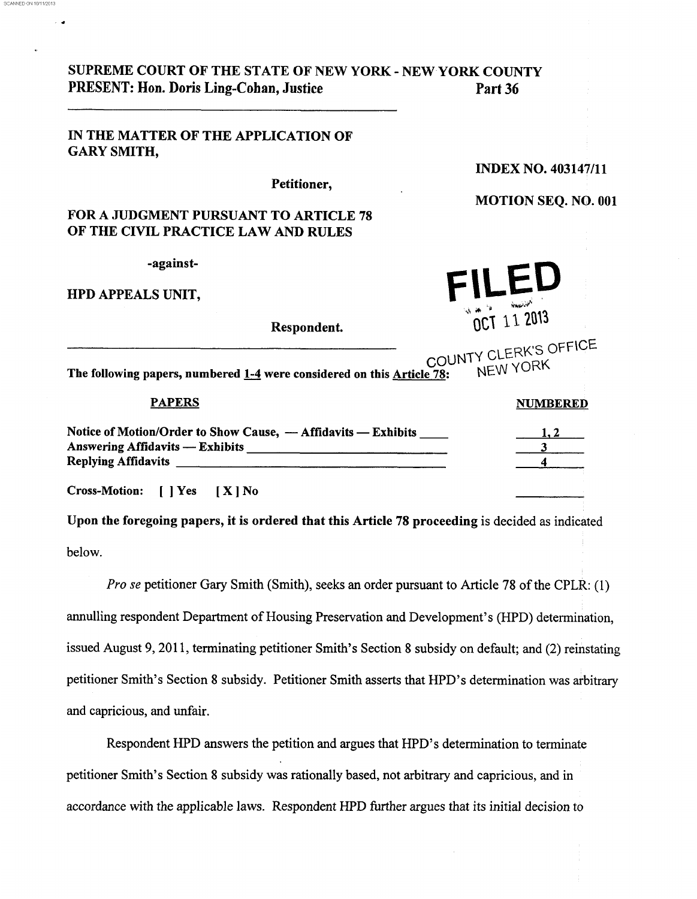**SUPREME COURT OF THE STATE OF NEW YORK - NEW YORK COUNTY**
**PRESENT: Hon. Doris Ling-Cohan, Justice** **Part 36**

---

**IN THE MATTER OF THE APPLICATION OF GARY SMITH,**

**Petitioner,**

**FOR A JUDGMENT PURSUANT TO ARTICLE 78 OF THE CIVIL PRACTICE LAW AND RULES**

**-against-**

**HPD APPEALS UNIT,**

**Respondent.**

**INDEX NO. 403147/11**

**MOTION SEQ. NO. 001**

FILED
OCT 11 2013
COUNTY CLERK'S OFFICE
NEW YORK

---

**The following papers, numbered 1-4 were considered on this Article 78:**

| PAPERS | NUMBERED |
|---|---|
| Notice of Motion/Order to Show Cause, — Affidavits — Exhibits | 1, 2 |
| Answering Affidavits — Exhibits | 3 |
| Replying Affidavits | 4 |

**Cross-Motion:** [ ] Yes [X] No

**Upon the foregoing papers, it is ordered that this Article 78 proceeding** is decided as indicated below.

*Pro se* petitioner Gary Smith (Smith), seeks an order pursuant to Article 78 of the CPLR: (1) annulling respondent Department of Housing Preservation and Development's (HPD) determination, issued August 9, 2011, terminating petitioner Smith's Section 8 subsidy on default; and (2) reinstating petitioner Smith's Section 8 subsidy. Petitioner Smith asserts that HPD's determination was arbitrary and capricious, and unfair.

Respondent HPD answers the petition and argues that HPD's determination to terminate petitioner Smith's Section 8 subsidy was rationally based, not arbitrary and capricious, and in accordance with the applicable laws. Respondent HPD further argues that its initial decision to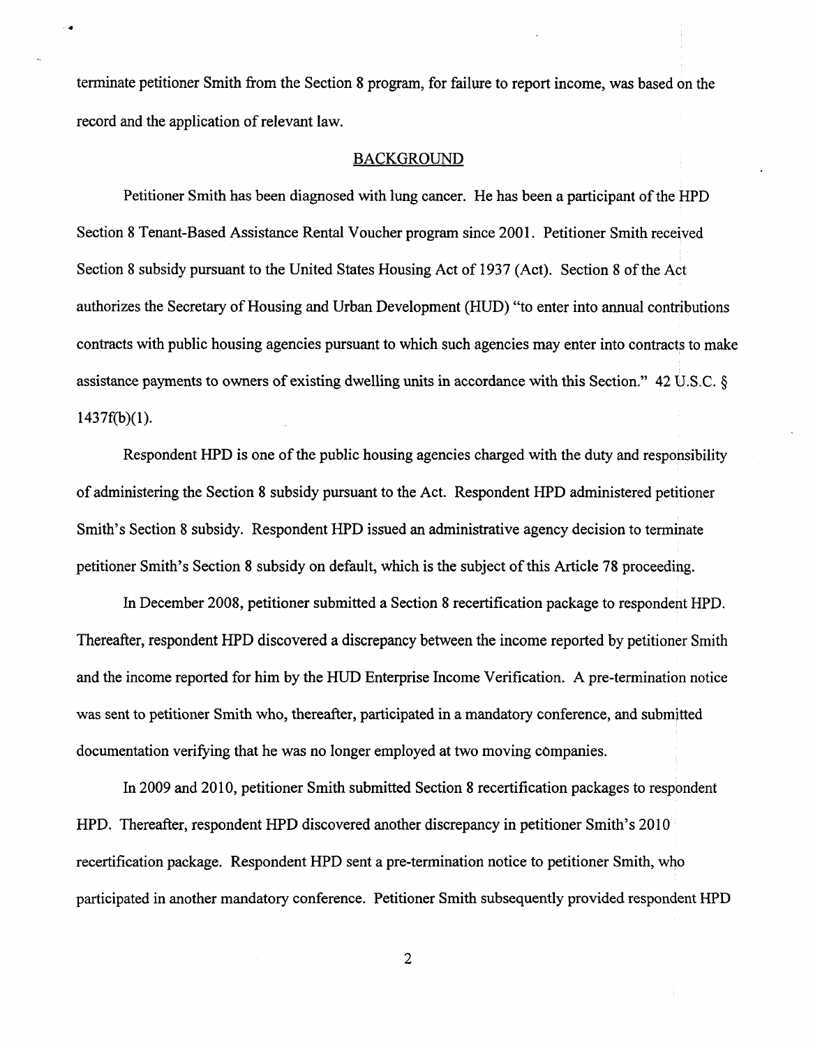terminate petitioner Smith from the Section 8 program, for failure to report income, was based on the record and the application of relevant law.

## BACKGROUND

Petitioner Smith has been diagnosed with lung cancer. He has been a participant of the HPD Section 8 Tenant-Based Assistance Rental Voucher program since 2001. Petitioner Smith received Section 8 subsidy pursuant to the United States Housing Act of 1937 (Act). Section 8 of the Act authorizes the Secretary of Housing and Urban Development (HUD) "to enter into annual contributions contracts with public housing agencies pursuant to which such agencies may enter into contracts to make assistance payments to owners of existing dwelling units in accordance with this Section." 42 U.S.C. § 1437f(b)(1).

Respondent HPD is one of the public housing agencies charged with the duty and responsibility of administering the Section 8 subsidy pursuant to the Act. Respondent HPD administered petitioner Smith's Section 8 subsidy. Respondent HPD issued an administrative agency decision to terminate petitioner Smith's Section 8 subsidy on default, which is the subject of this Article 78 proceeding.

In December 2008, petitioner submitted a Section 8 recertification package to respondent HPD. Thereafter, respondent HPD discovered a discrepancy between the income reported by petitioner Smith and the income reported for him by the HUD Enterprise Income Verification. A pre-termination notice was sent to petitioner Smith who, thereafter, participated in a mandatory conference, and submitted documentation verifying that he was no longer employed at two moving companies.

In 2009 and 2010, petitioner Smith submitted Section 8 recertification packages to respondent HPD. Thereafter, respondent HPD discovered another discrepancy in petitioner Smith's 2010 recertification package. Respondent HPD sent a pre-termination notice to petitioner Smith, who participated in another mandatory conference. Petitioner Smith subsequently provided respondent HPD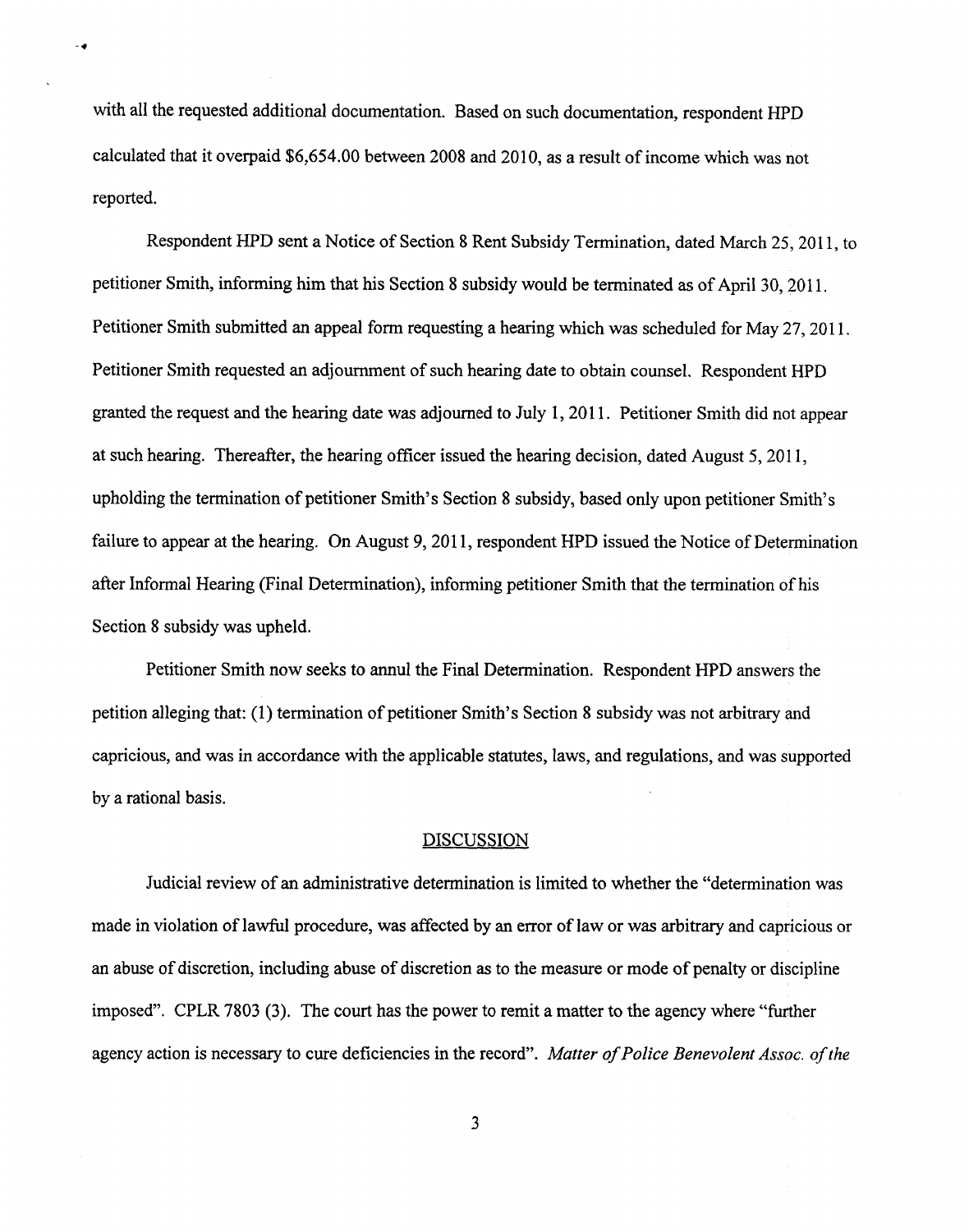with all the requested additional documentation. Based on such documentation, respondent HPD calculated that it overpaid $6,654.00 between 2008 and 2010, as a result of income which was not reported.

Respondent HPD sent a Notice of Section 8 Rent Subsidy Termination, dated March 25, 2011, to petitioner Smith, informing him that his Section 8 subsidy would be terminated as of April 30, 2011. Petitioner Smith submitted an appeal form requesting a hearing which was scheduled for May 27, 2011. Petitioner Smith requested an adjournment of such hearing date to obtain counsel. Respondent HPD granted the request and the hearing date was adjourned to July 1, 2011. Petitioner Smith did not appear at such hearing. Thereafter, the hearing officer issued the hearing decision, dated August 5, 2011, upholding the termination of petitioner Smith's Section 8 subsidy, based only upon petitioner Smith's failure to appear at the hearing. On August 9, 2011, respondent HPD issued the Notice of Determination after Informal Hearing (Final Determination), informing petitioner Smith that the termination of his Section 8 subsidy was upheld.

Petitioner Smith now seeks to annul the Final Determination. Respondent HPD answers the petition alleging that: (1) termination of petitioner Smith's Section 8 subsidy was not arbitrary and capricious, and was in accordance with the applicable statutes, laws, and regulations, and was supported by a rational basis.

## DISCUSSION

Judicial review of an administrative determination is limited to whether the "determination was made in violation of lawful procedure, was affected by an error of law or was arbitrary and capricious or an abuse of discretion, including abuse of discretion as to the measure or mode of penalty or discipline imposed". CPLR 7803 (3). The court has the power to remit a matter to the agency where "further agency action is necessary to cure deficiencies in the record". *Matter of Police Benevolent Assoc. of the*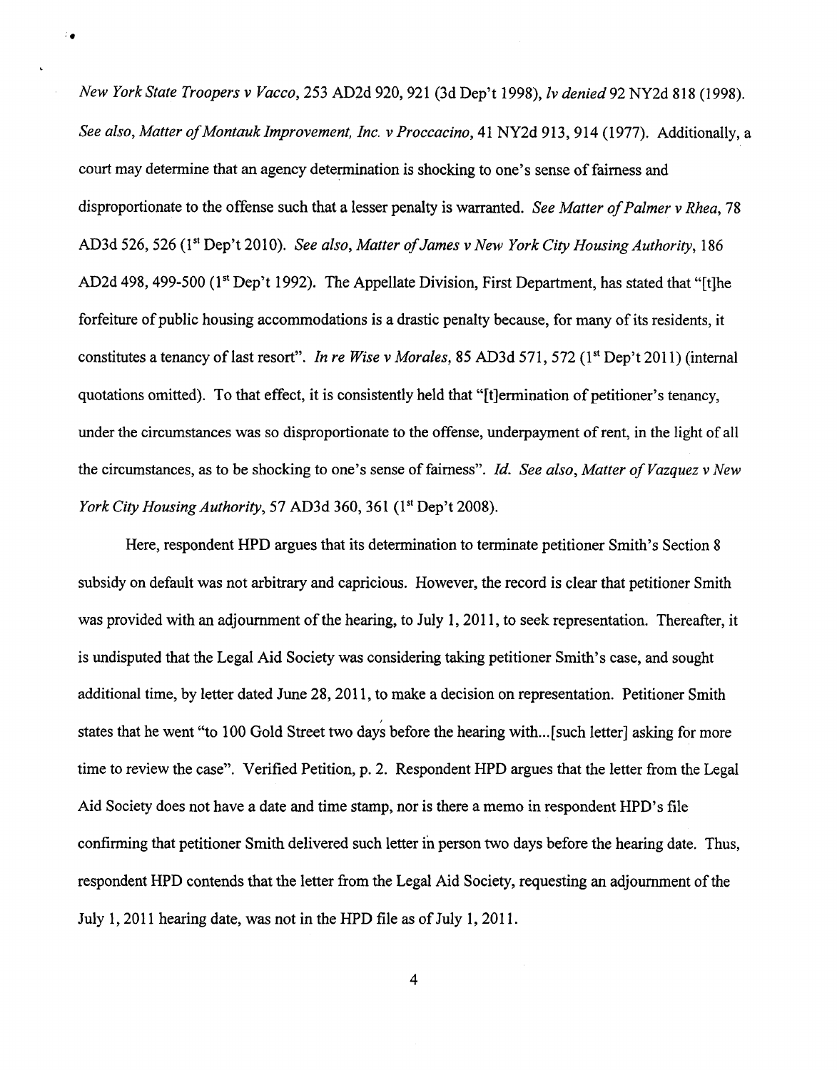*New York State Troopers v Vacco*, 253 AD2d 920, 921 (3d Dep't 1998), *lv denied* 92 NY2d 818 (1998). *See also, Matter of Montauk Improvement, Inc. v Proccacino*, 41 NY2d 913, 914 (1977). Additionally, a court may determine that an agency determination is shocking to one's sense of fairness and disproportionate to the offense such that a lesser penalty is warranted. *See Matter of Palmer v Rhea*, 78 AD3d 526, 526 (1st Dep't 2010). *See also, Matter of James v New York City Housing Authority*, 186 AD2d 498, 499-500 (1st Dep't 1992). The Appellate Division, First Department, has stated that "[t]he forfeiture of public housing accommodations is a drastic penalty because, for many of its residents, it constitutes a tenancy of last resort". *In re Wise v Morales*, 85 AD3d 571, 572 (1st Dep't 2011) (internal quotations omitted). To that effect, it is consistently held that "[t]ermination of petitioner's tenancy, under the circumstances was so disproportionate to the offense, underpayment of rent, in the light of all the circumstances, as to be shocking to one's sense of fairness". *Id. See also, Matter of Vazquez v New York City Housing Authority*, 57 AD3d 360, 361 (1st Dep't 2008).

Here, respondent HPD argues that its determination to terminate petitioner Smith's Section 8 subsidy on default was not arbitrary and capricious. However, the record is clear that petitioner Smith was provided with an adjournment of the hearing, to July 1, 2011, to seek representation. Thereafter, it is undisputed that the Legal Aid Society was considering taking petitioner Smith's case, and sought additional time, by letter dated June 28, 2011, to make a decision on representation. Petitioner Smith states that he went "to 100 Gold Street two days before the hearing with...[such letter] asking for more time to review the case". Verified Petition, p. 2. Respondent HPD argues that the letter from the Legal Aid Society does not have a date and time stamp, nor is there a memo in respondent HPD's file confirming that petitioner Smith delivered such letter in person two days before the hearing date. Thus, respondent HPD contends that the letter from the Legal Aid Society, requesting an adjournment of the July 1, 2011 hearing date, was not in the HPD file as of July 1, 2011.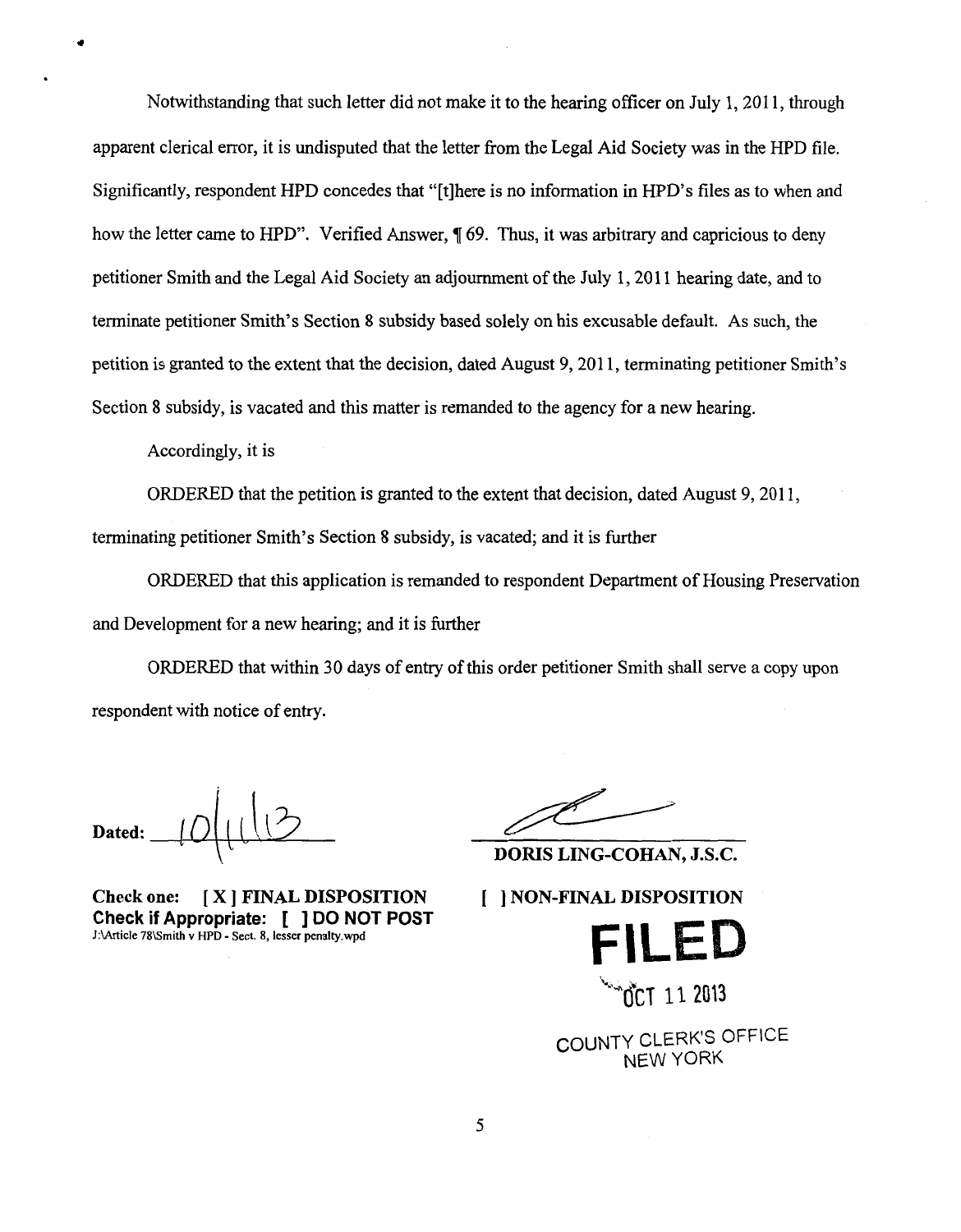Notwithstanding that such letter did not make it to the hearing officer on July 1, 2011, through apparent clerical error, it is undisputed that the letter from the Legal Aid Society was in the HPD file. Significantly, respondent HPD concedes that "[t]here is no information in HPD's files as to when and how the letter came to HPD". Verified Answer, ¶ 69. Thus, it was arbitrary and capricious to deny petitioner Smith and the Legal Aid Society an adjournment of the July 1, 2011 hearing date, and to terminate petitioner Smith's Section 8 subsidy based solely on his excusable default. As such, the petition is granted to the extent that the decision, dated August 9, 2011, terminating petitioner Smith's Section 8 subsidy, is vacated and this matter is remanded to the agency for a new hearing.

Accordingly, it is

ORDERED that the petition is granted to the extent that decision, dated August 9, 2011, terminating petitioner Smith's Section 8 subsidy, is vacated; and it is further

ORDERED that this application is remanded to respondent Department of Housing Preservation and Development for a new hearing; and it is further

ORDERED that within 30 days of entry of this order petitioner Smith shall serve a copy upon respondent with notice of entry.

Dated: 10/11/13

**DORIS LING-COHAN, J.S.C.**

**Check one: [ X ] FINAL DISPOSITION [ ] NON-FINAL DISPOSITION**

**Check if Appropriate: [ ] DO NOT POST**

J:\Article 78\Smith v HPD - Sect. 8, lesser penalty.wpd

**FILED**

OCT 11 2013

COUNTY CLERK'S OFFICE
NEW YORK